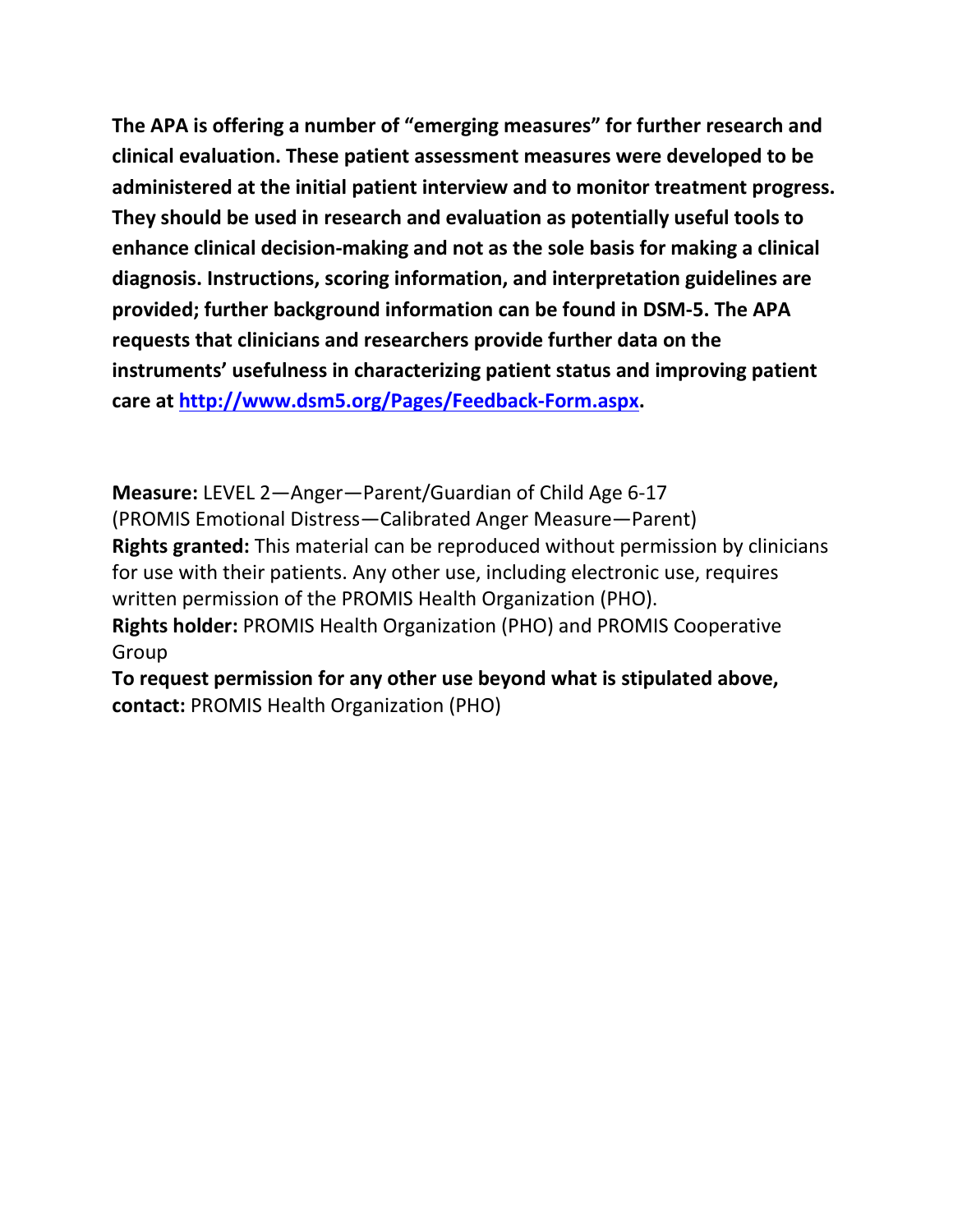**The APA is offering a number of "emerging measures" for further research and clinical evaluation. These patient assessment measures were developed to be administered at the initial patient interview and to monitor treatment progress. They should be used in research and evaluation as potentially useful tools to enhance clinical decision-making and not as the sole basis for making a clinical diagnosis. Instructions, scoring information, and interpretation guidelines are provided; further background information can be found in DSM-5. The APA requests that clinicians and researchers provide further data on the instruments' usefulness in characterizing patient status and improving patient care at [http://www.dsm5.org/Pages/Feedback-Form.aspx](http://www.dsm5.org/Pages/Feedback-Form.aspx).**

**Measure:** LEVEL 2—Anger—Parent/Guardian of Child Age 6-17
(PROMIS Emotional Distress—Calibrated Anger Measure—Parent)
**Rights granted:** This material can be reproduced without permission by clinicians for use with their patients. Any other use, including electronic use, requires written permission of the PROMIS Health Organization (PHO).
**Rights holder:** PROMIS Health Organization (PHO) and PROMIS Cooperative Group
**To request permission for any other use beyond what is stipulated above, contact:** PROMIS Health Organization (PHO)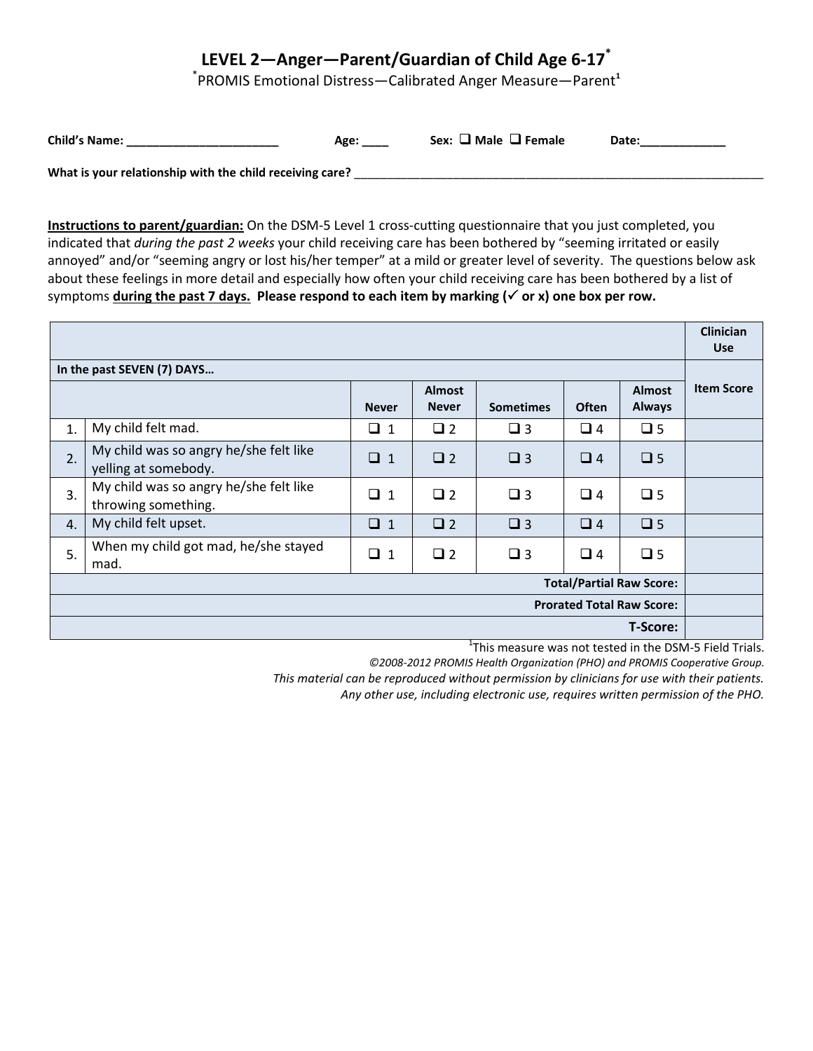# LEVEL 2—Anger—Parent/Guardian of Child Age 6-17*

*PROMIS Emotional Distress—Calibrated Anger Measure—Parent[1]

**Child's Name: _______________________** **Age: ____** **Sex:** ❑ **Male** ❑ **Female** **Date:_____________**

**What is your relationship with the child receiving care?** _______________________________________________________________

**Instructions to parent/guardian:** On the DSM-5 Level 1 cross-cutting questionnaire that you just completed, you indicated that *during the past 2 weeks* your child receiving care has been bothered by "seeming irritated or easily annoyed" and/or "seeming angry or lost his/her temper" at a mild or greater level of severity. The questions below ask about these feelings in more detail and especially how often your child receiving care has been bothered by a list of symptoms **during the past 7 days. Please respond to each item by marking (✓ or x) one box per row.**

| | | | | | | | **Clinician Use** |
|---|---|---|---|---|---|---|---|
| **In the past SEVEN (7) DAYS…** | | | | | | | **Item Score** |
| | | **Never** | **Almost Never** | **Sometimes** | **Often** | **Almost Always** | |
| 1. | My child felt mad. | ❑ 1 | ❑ 2 | ❑ 3 | ❑ 4 | ❑ 5 | |
| 2. | My child was so angry he/she felt like yelling at somebody. | ❑ 1 | ❑ 2 | ❑ 3 | ❑ 4 | ❑ 5 | |
| 3. | My child was so angry he/she felt like throwing something. | ❑ 1 | ❑ 2 | ❑ 3 | ❑ 4 | ❑ 5 | |
| 4. | My child felt upset. | ❑ 1 | ❑ 2 | ❑ 3 | ❑ 4 | ❑ 5 | |
| 5. | When my child got mad, he/she stayed mad. | ❑ 1 | ❑ 2 | ❑ 3 | ❑ 4 | ❑ 5 | |
| | | | | | | **Total/Partial Raw Score:** | |
| | | | | | | **Prorated Total Raw Score:** | |
| | | | | | | **T-Score:** | |

[1]This measure was not tested in the DSM-5 Field Trials.

*©2008-2012 PROMIS Health Organization (PHO) and PROMIS Cooperative Group.*

*This material can be reproduced without permission by clinicians for use with their patients.*

*Any other use, including electronic use, requires written permission of the PHO.*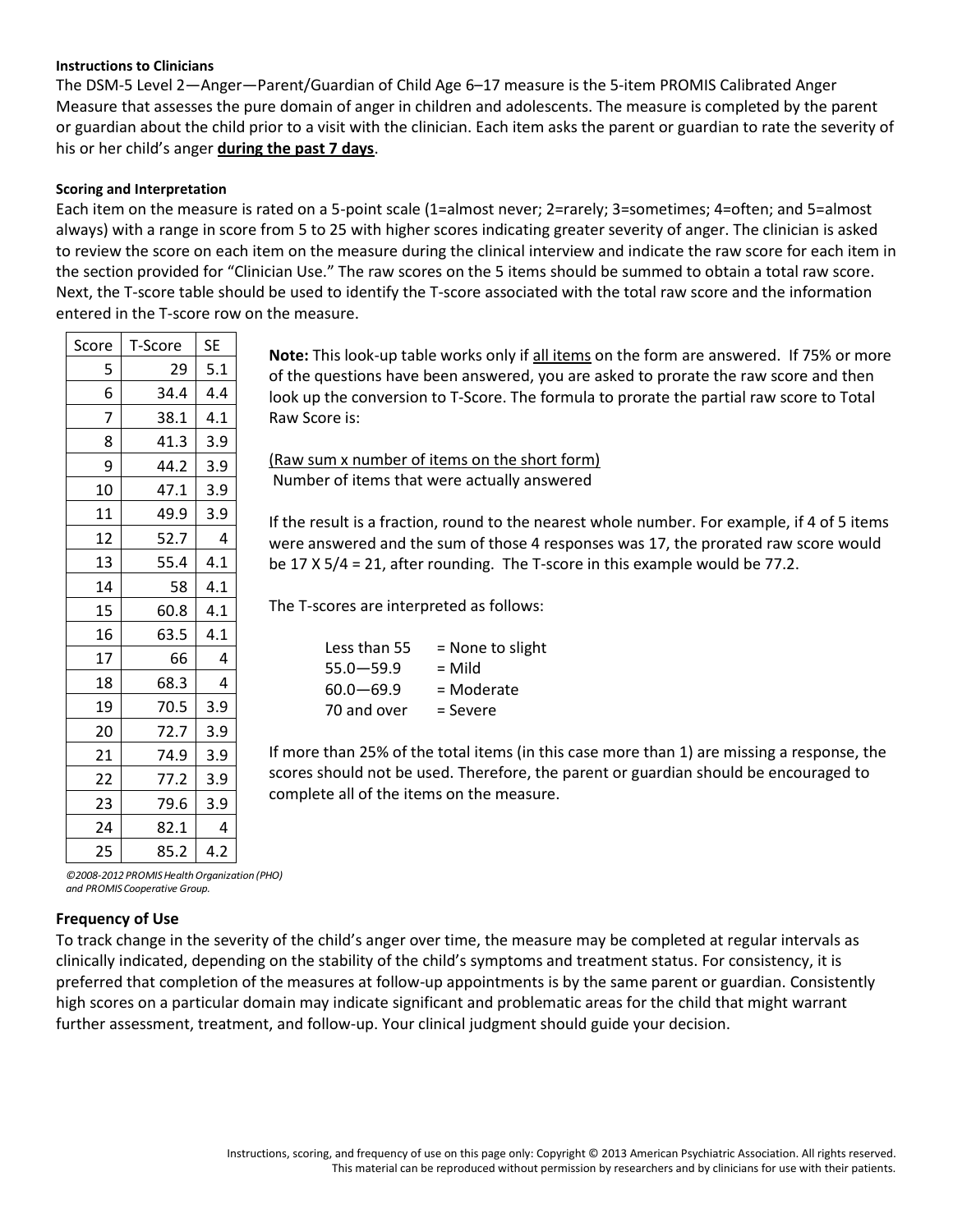**Instructions to Clinicians**

The DSM-5 Level 2—Anger—Parent/Guardian of Child Age 6–17 measure is the 5-item PROMIS Calibrated Anger Measure that assesses the pure domain of anger in children and adolescents. The measure is completed by the parent or guardian about the child prior to a visit with the clinician. Each item asks the parent or guardian to rate the severity of his or her child's anger **during the past 7 days**.

**Scoring and Interpretation**

Each item on the measure is rated on a 5-point scale (1=almost never; 2=rarely; 3=sometimes; 4=often; and 5=almost always) with a range in score from 5 to 25 with higher scores indicating greater severity of anger. The clinician is asked to review the score on each item on the measure during the clinical interview and indicate the raw score for each item in the section provided for "Clinician Use." The raw scores on the 5 items should be summed to obtain a total raw score. Next, the T-score table should be used to identify the T-score associated with the total raw score and the information entered in the T-score row on the measure.

| Score | T-Score | SE |
|---|---|---|
| 5 | 29 | 5.1 |
| 6 | 34.4 | 4.4 |
| 7 | 38.1 | 4.1 |
| 8 | 41.3 | 3.9 |
| 9 | 44.2 | 3.9 |
| 10 | 47.1 | 3.9 |
| 11 | 49.9 | 3.9 |
| 12 | 52.7 | 4 |
| 13 | 55.4 | 4.1 |
| 14 | 58 | 4.1 |
| 15 | 60.8 | 4.1 |
| 16 | 63.5 | 4.1 |
| 17 | 66 | 4 |
| 18 | 68.3 | 4 |
| 19 | 70.5 | 3.9 |
| 20 | 72.7 | 3.9 |
| 21 | 74.9 | 3.9 |
| 22 | 77.2 | 3.9 |
| 23 | 79.6 | 3.9 |
| 24 | 82.1 | 4 |
| 25 | 85.2 | 4.2 |

*©2008-2012 PROMIS Health Organization (PHO) and PROMIS Cooperative Group.*

**Note:** This look-up table works only if all items on the form are answered. If 75% or more of the questions have been answered, you are asked to prorate the raw score and then look up the conversion to T-Score. The formula to prorate the partial raw score to Total Raw Score is:

$$\frac{\text{Raw sum x number of items on the short form}}{\text{Number of items that were actually answered}}$$

If the result is a fraction, round to the nearest whole number. For example, if 4 of 5 items were answered and the sum of those 4 responses was 17, the prorated raw score would be 17 X 5/4 = 21, after rounding. The T-score in this example would be 77.2.

The T-scores are interpreted as follows:

| | |
|---|---|
| Less than 55 | = None to slight |
| 55.0—59.9 | = Mild |
| 60.0—69.9 | = Moderate |
| 70 and over | = Severe |

If more than 25% of the total items (in this case more than 1) are missing a response, the scores should not be used. Therefore, the parent or guardian should be encouraged to complete all of the items on the measure.

## Frequency of Use

To track change in the severity of the child's anger over time, the measure may be completed at regular intervals as clinically indicated, depending on the stability of the child's symptoms and treatment status. For consistency, it is preferred that completion of the measures at follow-up appointments is by the same parent or guardian. Consistently high scores on a particular domain may indicate significant and problematic areas for the child that might warrant further assessment, treatment, and follow-up. Your clinical judgment should guide your decision.

Instructions, scoring, and frequency of use on this page only: Copyright © 2013 American Psychiatric Association. All rights reserved. This material can be reproduced without permission by researchers and by clinicians for use with their patients.